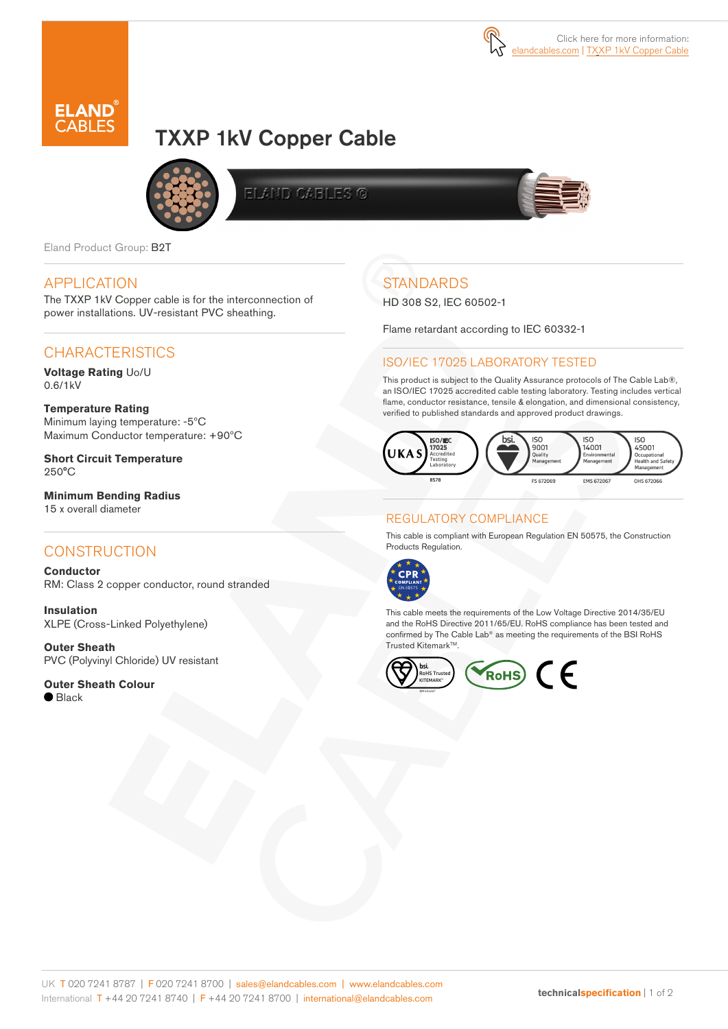Click here for more information: elandcables.com | TXXP 1kV Copper Cable

# TXXP 1kV Copper Cable

Eland Product Group: B2T

## APPLICATION

The TXXP 1kV Copper cable is for the interconnection of power installations. UV-resistant PVC sheathing.

## CHARACTERISTICS

**Voltage Rating** Uo/U
0.6/1kV

**Temperature Rating**
Minimum laying temperature: -5°C
Maximum Conductor temperature: +90°C

**Short Circuit Temperature**
250°C

**Minimum Bending Radius**
15 x overall diameter

## CONSTRUCTION

**Conductor**
RM: Class 2 copper conductor, round stranded

**Insulation**
XLPE (Cross-Linked Polyethylene)

**Outer Sheath**
PVC (Polyvinyl Chloride) UV resistant

**Outer Sheath Colour**
● Black

## STANDARDS

HD 308 S2, IEC 60502-1

Flame retardant according to IEC 60332-1

## ISO/IEC 17025 LABORATORY TESTED

This product is subject to the Quality Assurance protocols of The Cable Lab®, an ISO/IEC 17025 accredited cable testing laboratory. Testing includes vertical flame, conductor resistance, tensile & elongation, and dimensional consistency, verified to published standards and approved product drawings.

UKAS ISO/IEC 17025 Accredited Testing Laboratory 8578 | bsi. ISO 9001 Quality Management FS 672069 | ISO 14001 Environmental Management EMS 672067 | ISO 45001 Occupational Health and Safety Management OHS 672066

## REGULATORY COMPLIANCE

This cable is compliant with European Regulation EN 50575, the Construction Products Regulation.

CPR COMPLIANT EN 50575

This cable meets the requirements of the Low Voltage Directive 2014/35/EU and the RoHS Directive 2011/65/EU. RoHS compliance has been tested and confirmed by The Cable Lab® as meeting the requirements of the BSI RoHS Trusted Kitemark™.

bsi. RoHS Trusted KITEMARK™ | RoHS | CE

UK T 020 7241 8787 | F 020 7241 8700 | sales@elandcables.com | www.elandcables.com
International T +44 20 7241 8740 | F +44 20 7241 8700 | international@elandcables.com

technicalspecification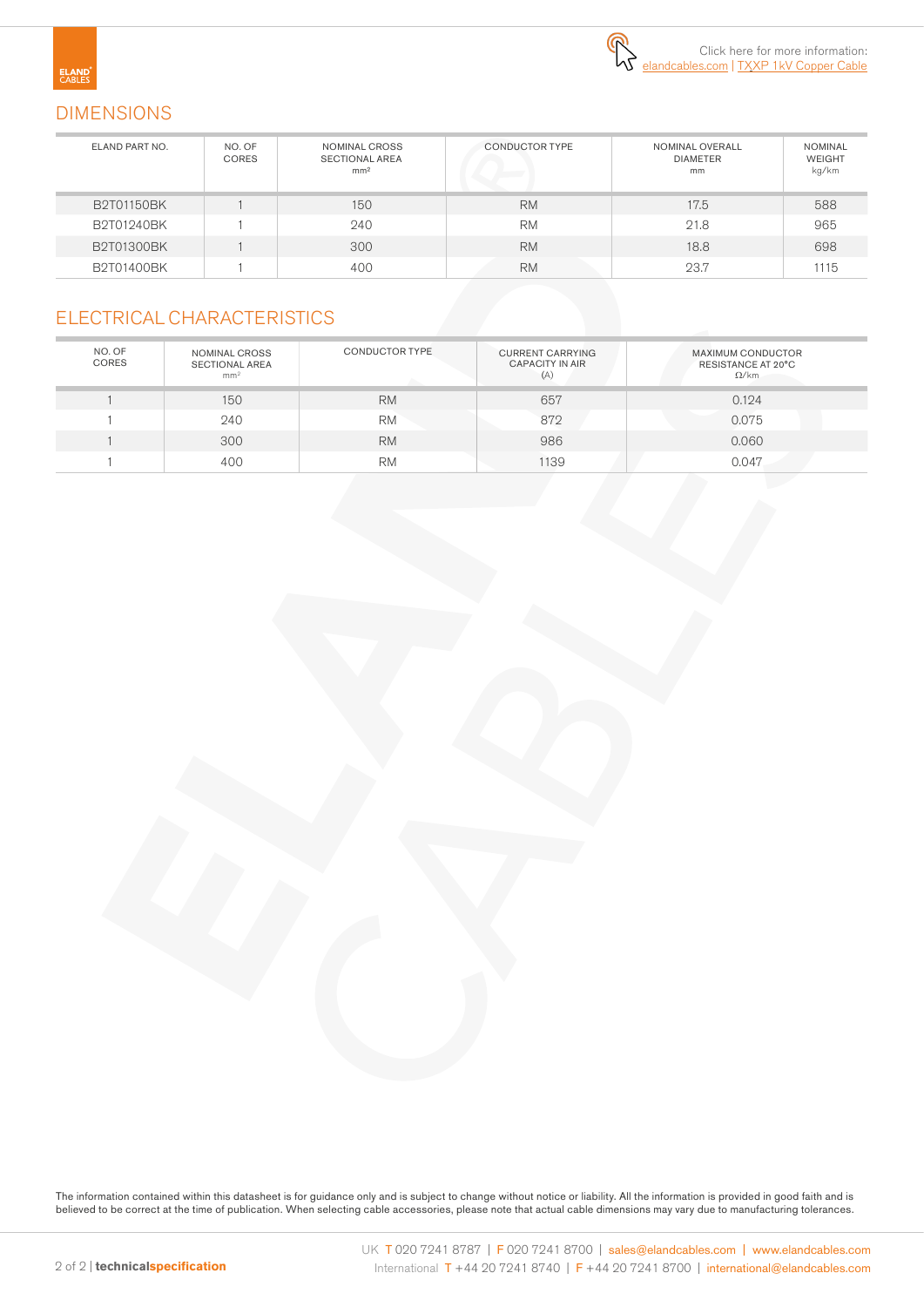Click here for more information: elandcables.com | TXXP 1kV Copper Cable

## DIMENSIONS

| ELAND PART NO. | NO. OF CORES | NOMINAL CROSS SECTIONAL AREA mm² | CONDUCTOR TYPE | NOMINAL OVERALL DIAMETER mm | NOMINAL WEIGHT kg/km |
|---|---|---|---|---|---|
| B2T01150BK | 1 | 150 | RM | 17.5 | 588 |
| B2T01240BK | 1 | 240 | RM | 21.8 | 965 |
| B2T01300BK | 1 | 300 | RM | 18.8 | 698 |
| B2T01400BK | 1 | 400 | RM | 23.7 | 1115 |

## ELECTRICAL CHARACTERISTICS

| NO. OF CORES | NOMINAL CROSS SECTIONAL AREA mm² | CONDUCTOR TYPE | CURRENT CARRYING CAPACITY IN AIR (A) | MAXIMUM CONDUCTOR RESISTANCE AT 20°C Ω/km |
|---|---|---|---|---|
| 1 | 150 | RM | 657 | 0.124 |
| 1 | 240 | RM | 872 | 0.075 |
| 1 | 300 | RM | 986 | 0.060 |
| 1 | 400 | RM | 1139 | 0.047 |

The information contained within this datasheet is for guidance only and is subject to change without notice or liability. All the information is provided in good faith and is believed to be correct at the time of publication. When selecting cable accessories, please note that actual cable dimensions may vary due to manufacturing tolerances.

UK T 020 7241 8787 | F 020 7241 8700 | sales@elandcables.com | www.elandcables.com
International T +44 20 7241 8740 | F +44 20 7241 8700 | international@elandcables.com